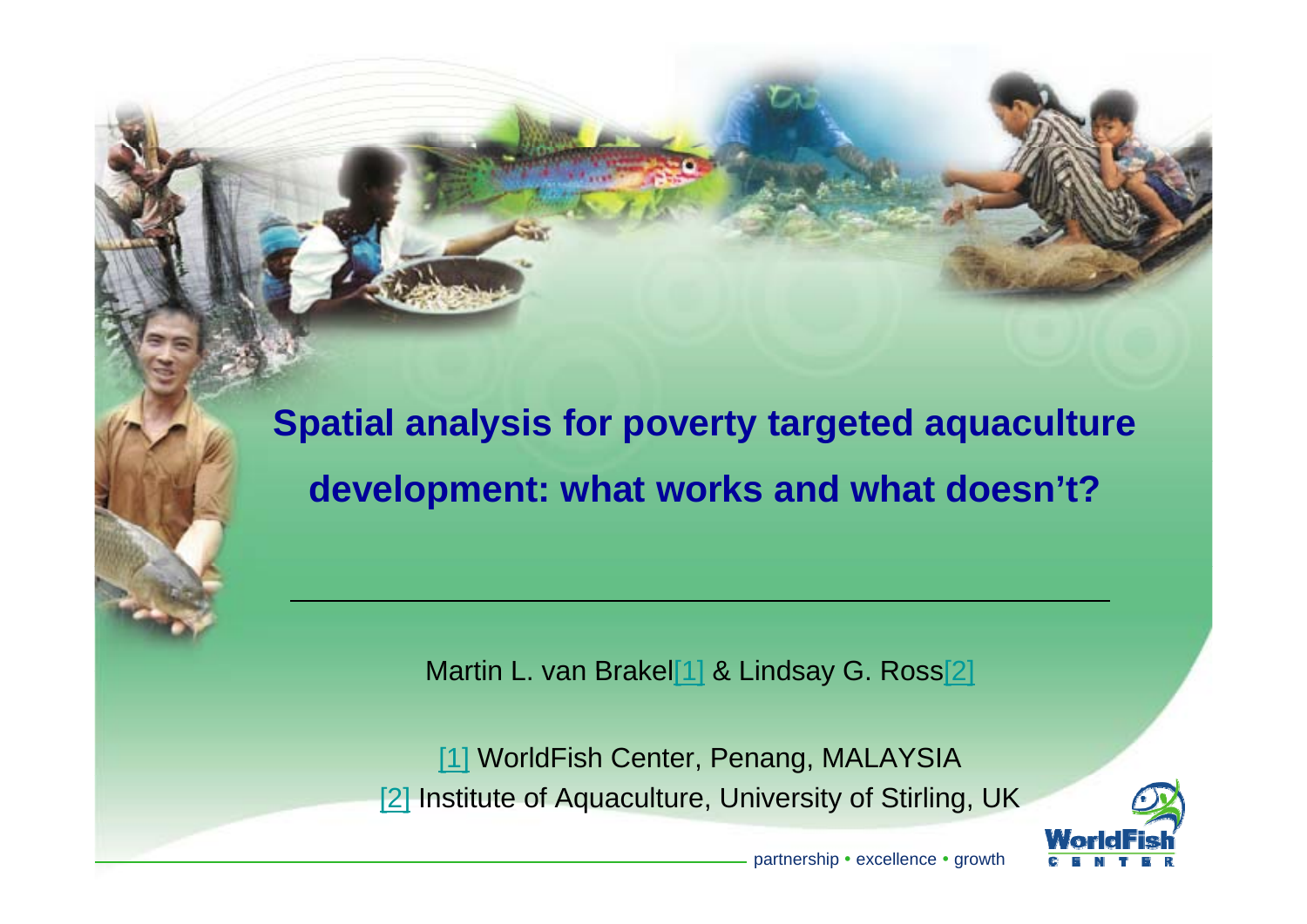# Spatial analysis for poverty targeted aquaculture development: what works and what doesn't?

Martin L. van Brakel[1] & Lindsay G. Ross[2]

[1] WorldFish Center, Penang, MALAYSIA
[2] Institute of Aquaculture, University of Stirling, UK

partnership • excellence • growth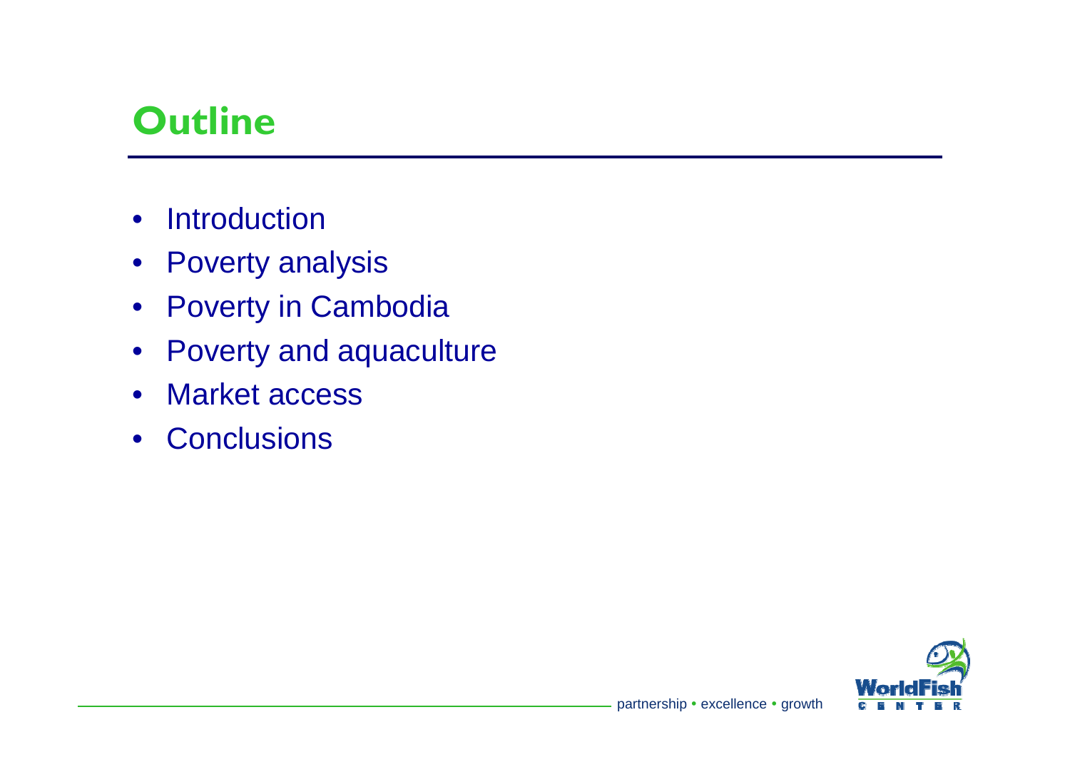# Outline

- Introduction
- Poverty analysis
- Poverty in Cambodia
- Poverty and aquaculture
- Market access
- Conclusions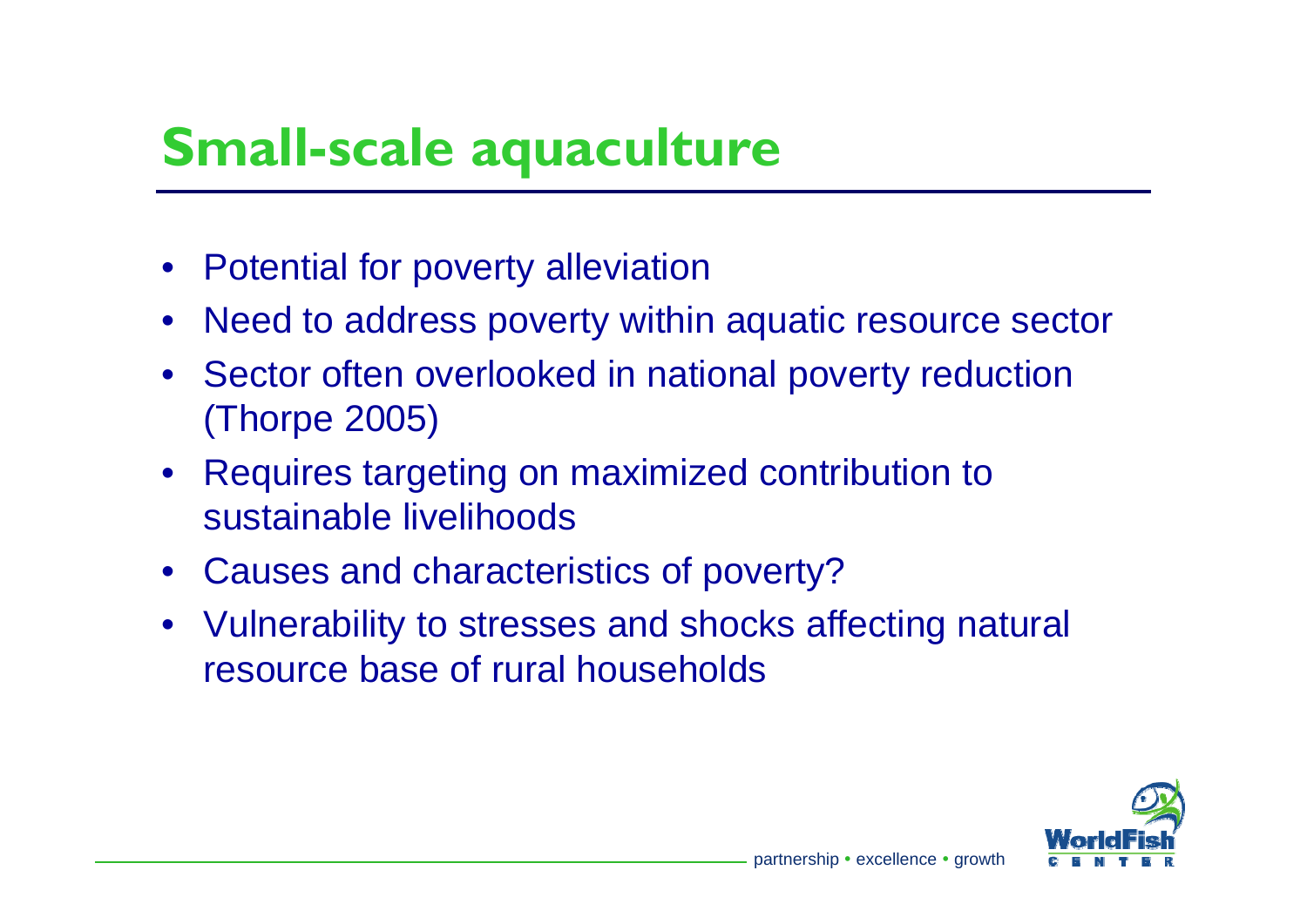# Small-scale aquaculture

- Potential for poverty alleviation
- Need to address poverty within aquatic resource sector
- Sector often overlooked in national poverty reduction (Thorpe 2005)
- Requires targeting on maximized contribution to sustainable livelihoods
- Causes and characteristics of poverty?
- Vulnerability to stresses and shocks affecting natural resource base of rural households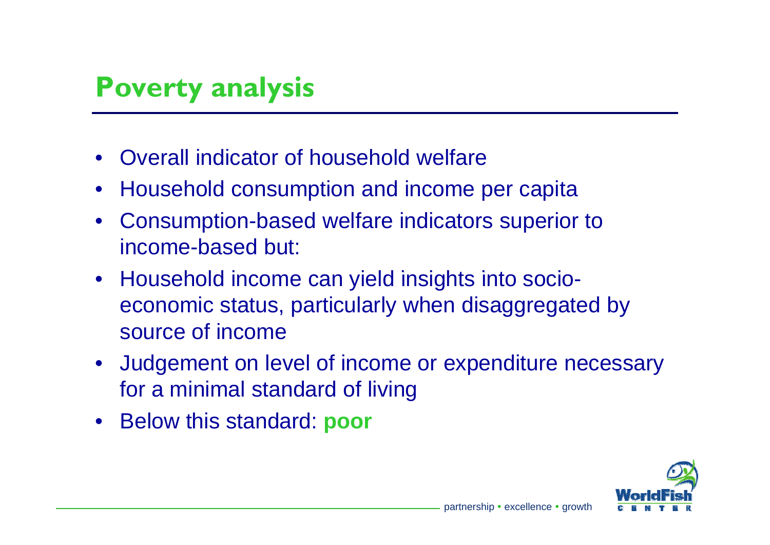# Poverty analysis

- Overall indicator of household welfare
- Household consumption and income per capita
- Consumption-based welfare indicators superior to income-based but:
- Household income can yield insights into socio-economic status, particularly when disaggregated by source of income
- Judgement on level of income or expenditure necessary for a minimal standard of living
- Below this standard: **poor**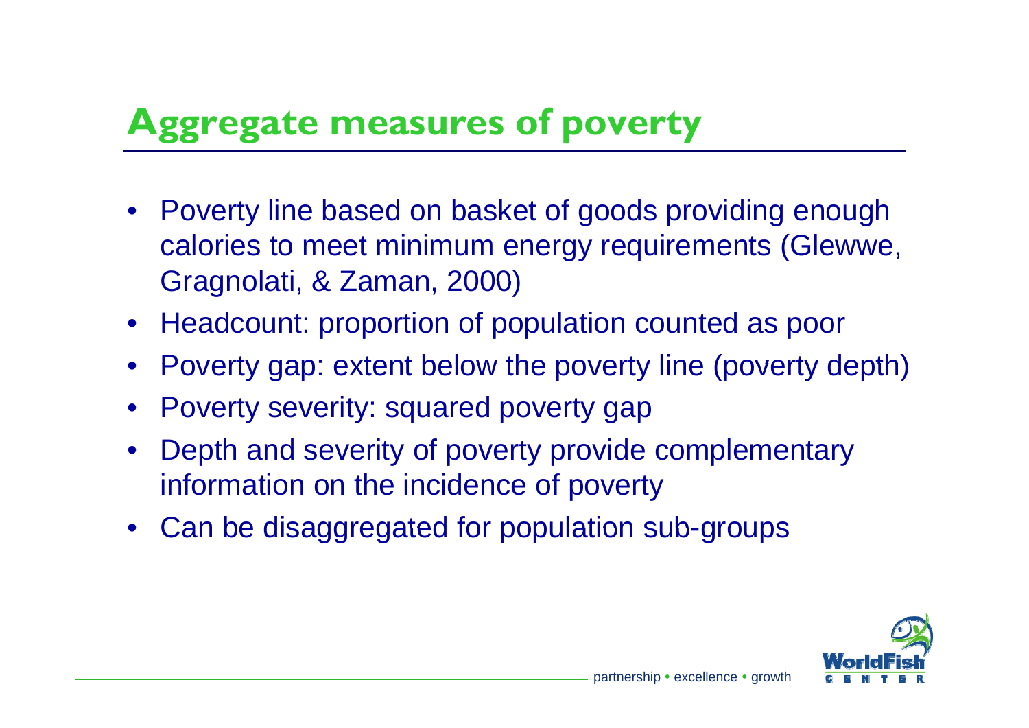# Aggregate measures of poverty

- Poverty line based on basket of goods providing enough calories to meet minimum energy requirements (Glewwe, Gragnolati, & Zaman, 2000)
- Headcount: proportion of population counted as poor
- Poverty gap: extent below the poverty line (poverty depth)
- Poverty severity: squared poverty gap
- Depth and severity of poverty provide complementary information on the incidence of poverty
- Can be disaggregated for population sub-groups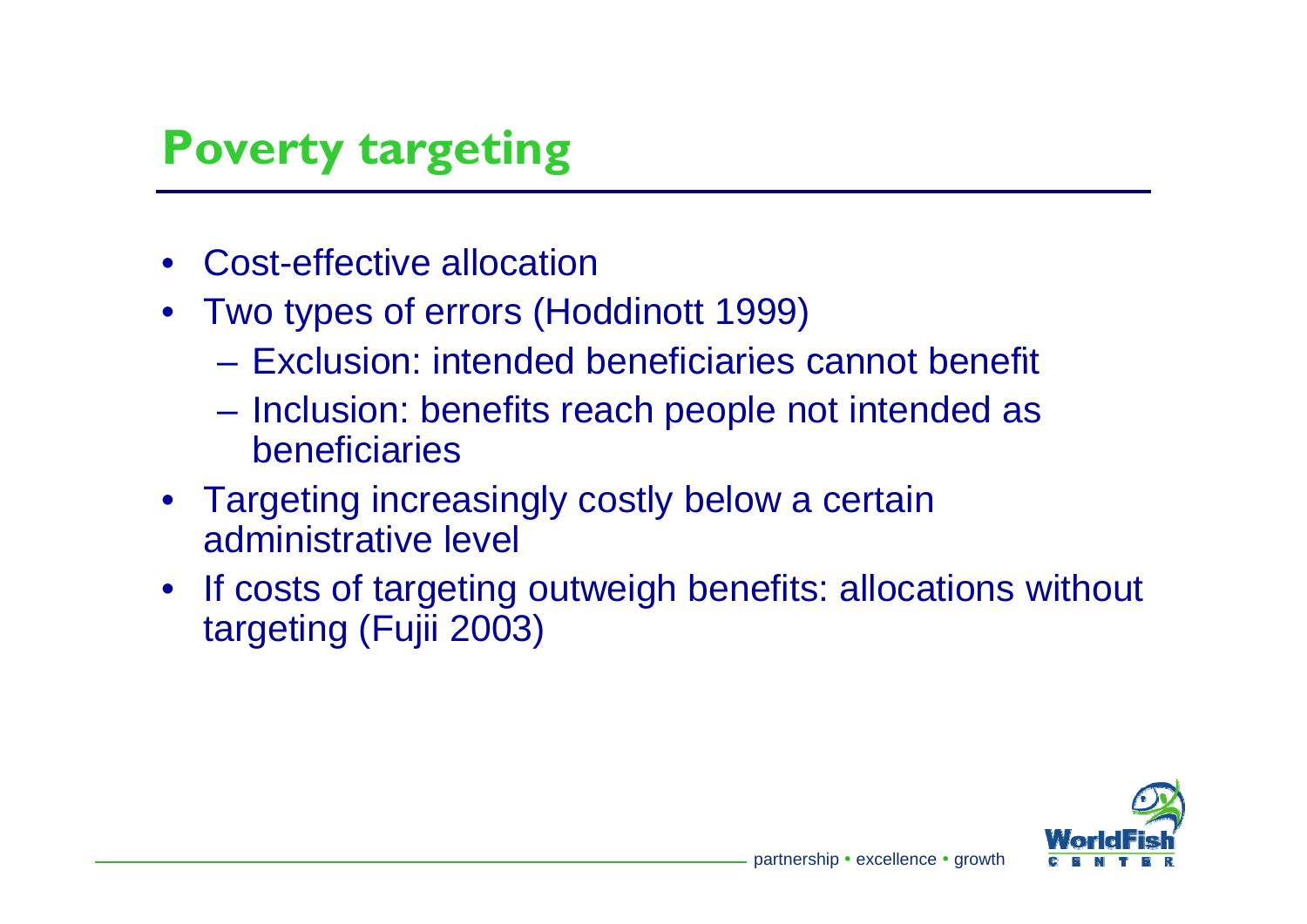# Poverty targeting

- Cost-effective allocation
- Two types of errors (Hoddinott 1999)
  - Exclusion: intended beneficiaries cannot benefit
  - Inclusion: benefits reach people not intended as beneficiaries
- Targeting increasingly costly below a certain administrative level
- If costs of targeting outweigh benefits: allocations without targeting (Fujii 2003)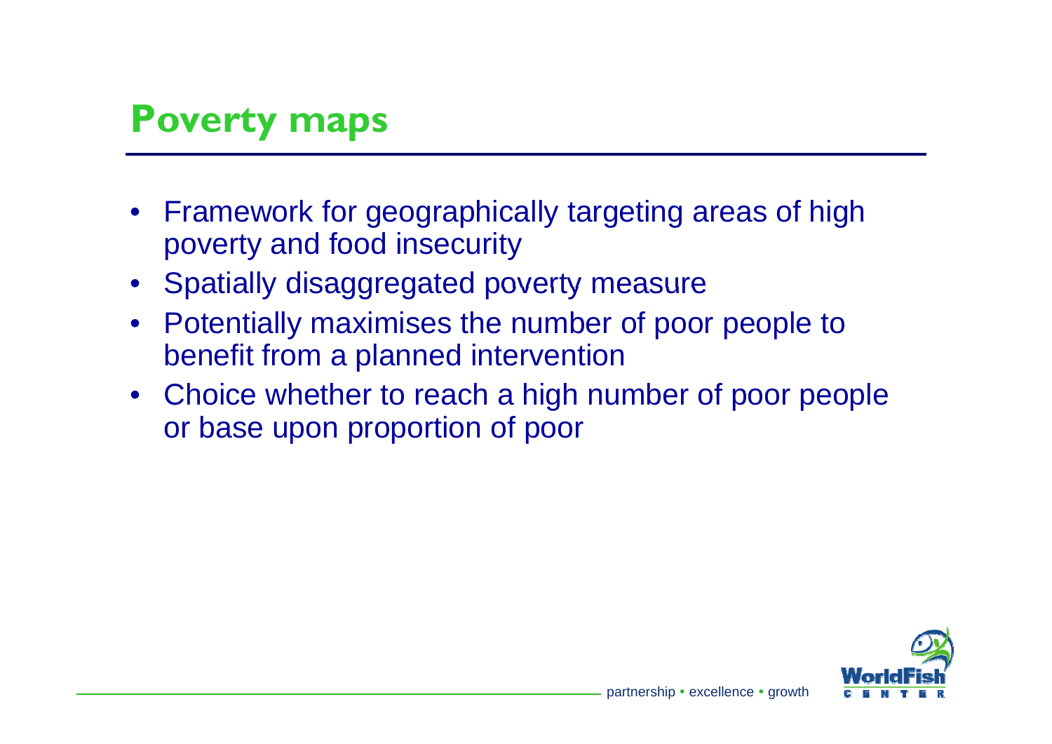# Poverty maps

- Framework for geographically targeting areas of high poverty and food insecurity
- Spatially disaggregated poverty measure
- Potentially maximises the number of poor people to benefit from a planned intervention
- Choice whether to reach a high number of poor people or base upon proportion of poor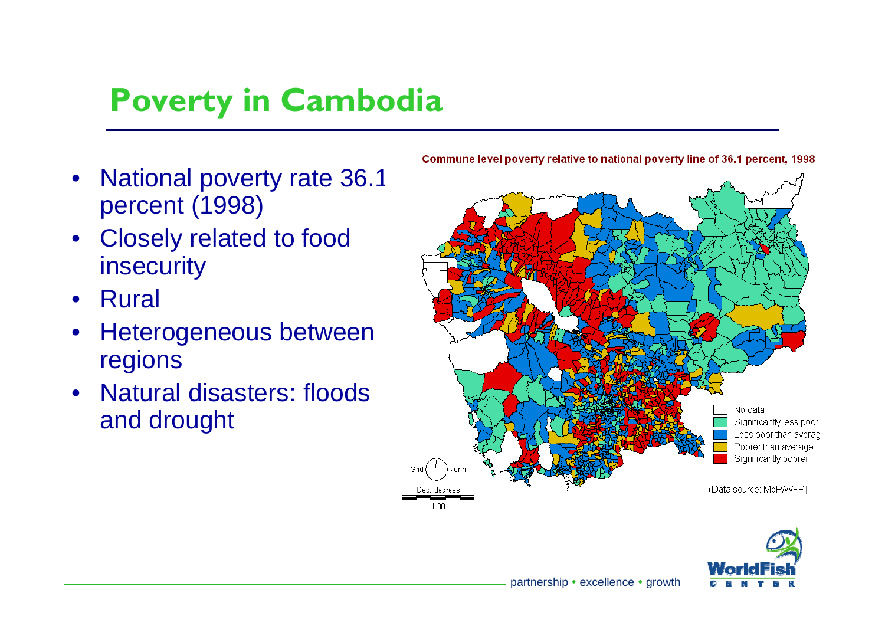# Poverty in Cambodia

- National poverty rate 36.1 percent (1998)
- Closely related to food insecurity
- Rural
- Heterogeneous between regions
- Natural disasters: floods and drought

Commune level poverty relative to national poverty line of 36.1 percent, 1998

No data
Significantly less poor
Less poor than averag
Poorer than average
Significantly poorer

(Data source: MoP/WFP)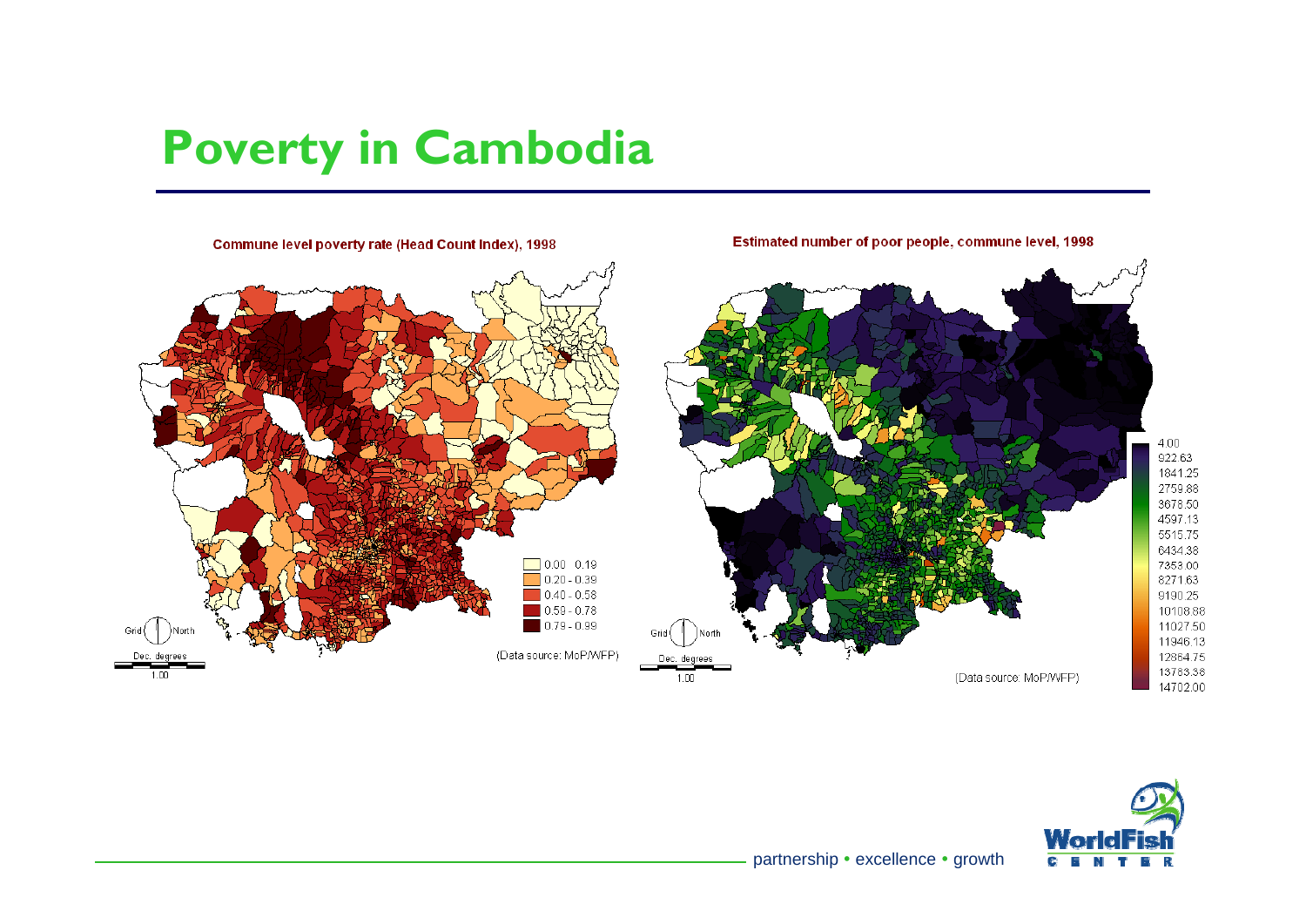# Poverty in Cambodia

Commune level poverty rate (Head Count Index), 1998

| |
|---|
| 0.00 - 0.19 |
| 0.20 - 0.39 |
| 0.40 - 0.58 |
| 0.59 - 0.78 |
| 0.79 - 0.99 |

(Data source: MoP/WFP)

Estimated number of poor people, commune level, 1998

4.00
922.63
1841.25
2759.88
3678.50
4597.13
5515.75
6434.38
7353.00
8271.63
9190.25
10108.88
11027.50
11946.13
12864.75
13783.38
14702.00

(Data source: MoP/WFP)

partnership • excellence • growth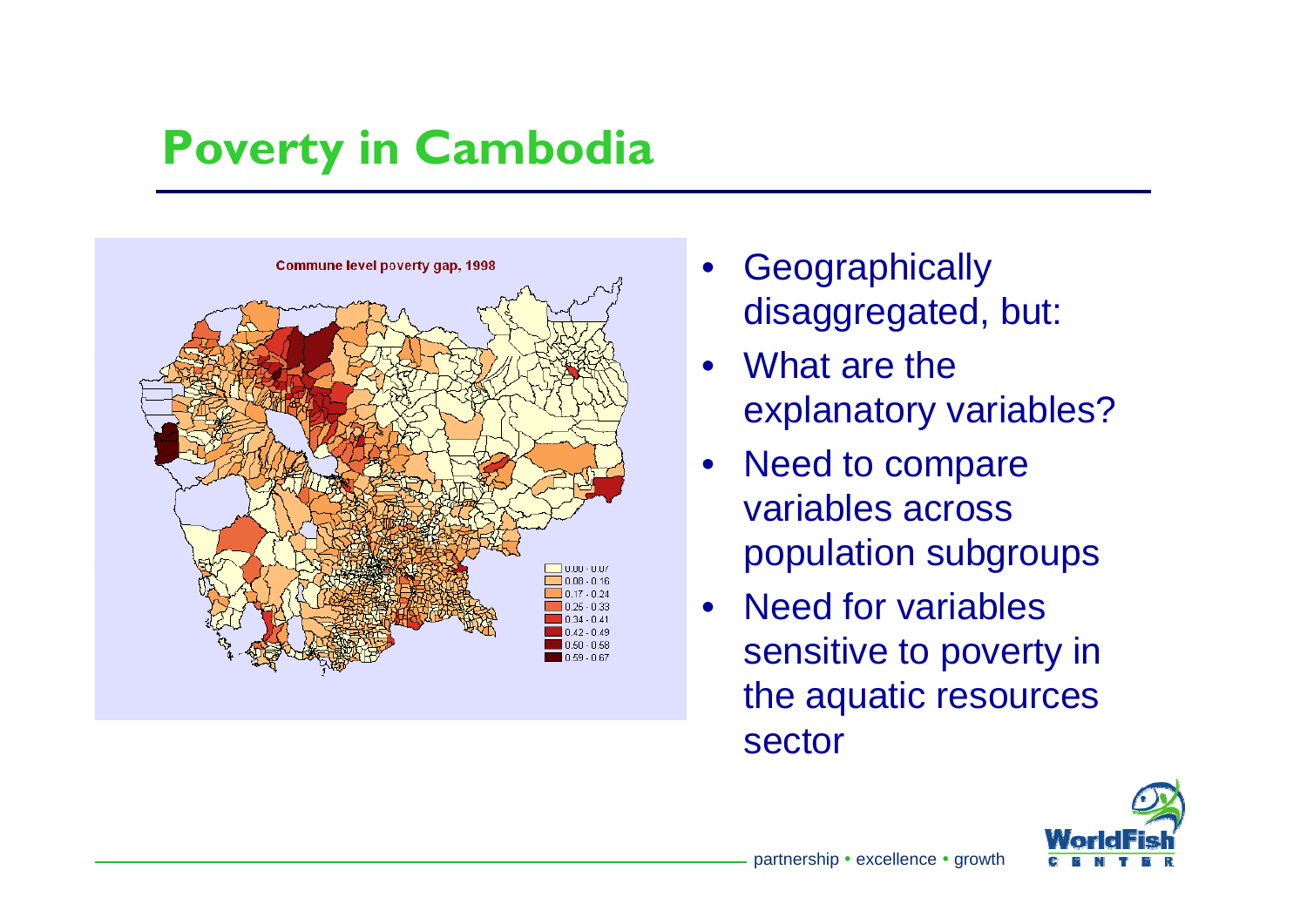# Poverty in Cambodia

Commune level poverty gap, 1998

- Geographically disaggregated, but:
- What are the explanatory variables?
- Need to compare variables across population subgroups
- Need for variables sensitive to poverty in the aquatic resources sector

partnership • excellence • growth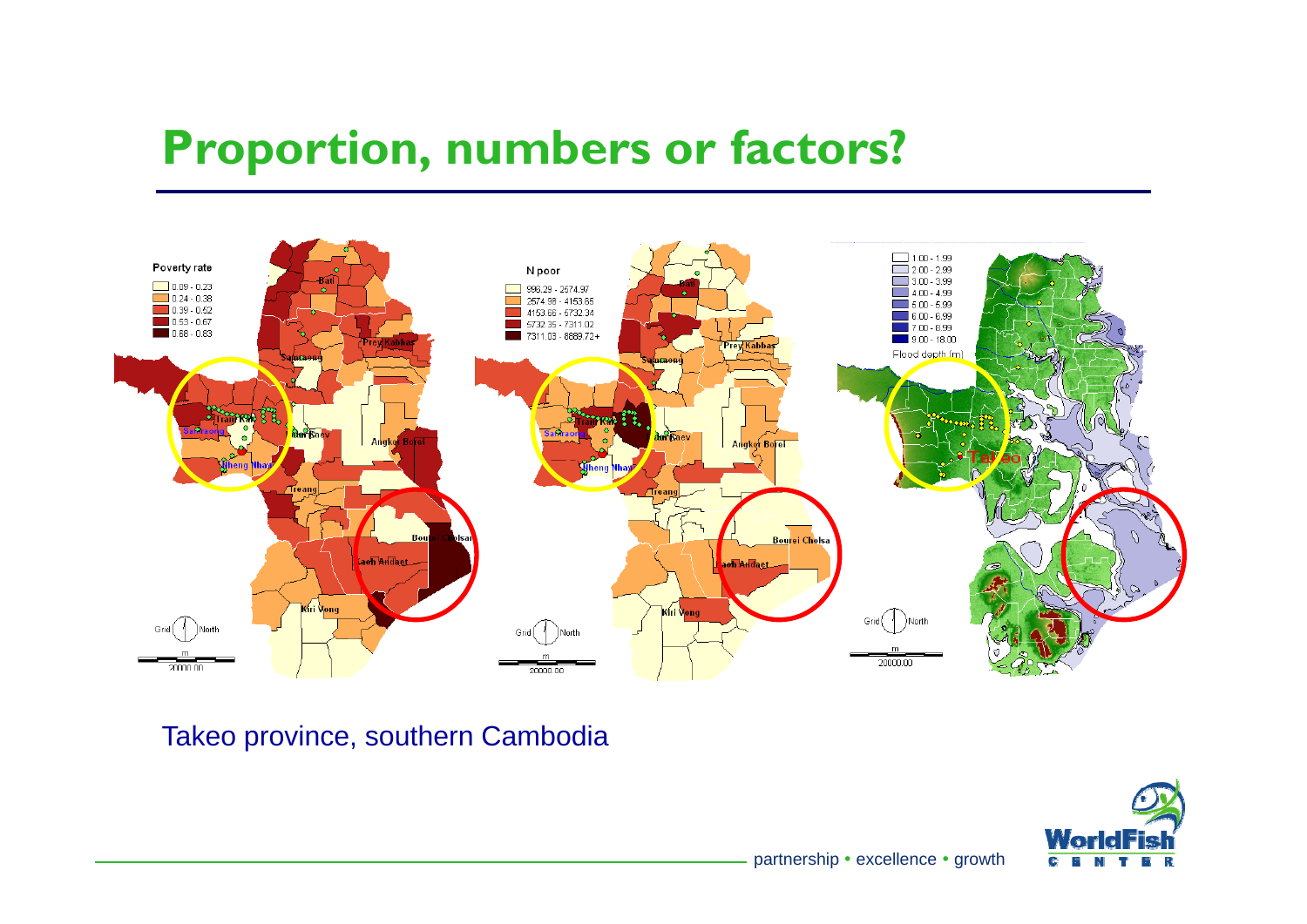# Proportion, numbers or factors?

Takeo province, southern Cambodia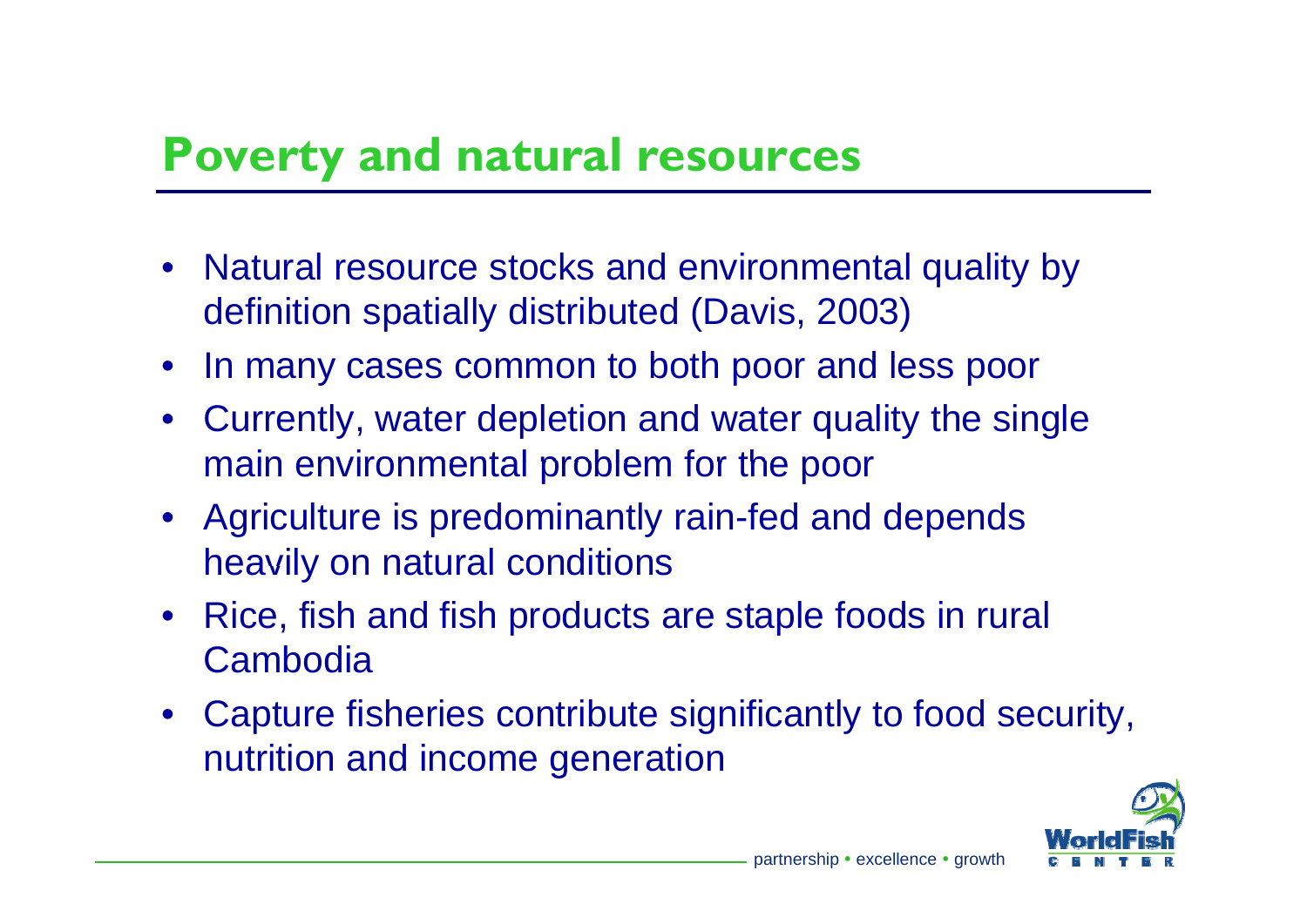## Poverty and natural resources

- Natural resource stocks and environmental quality by definition spatially distributed (Davis, 2003)
- In many cases common to both poor and less poor
- Currently, water depletion and water quality the single main environmental problem for the poor
- Agriculture is predominantly rain-fed and depends heavily on natural conditions
- Rice, fish and fish products are staple foods in rural Cambodia
- Capture fisheries contribute significantly to food security, nutrition and income generation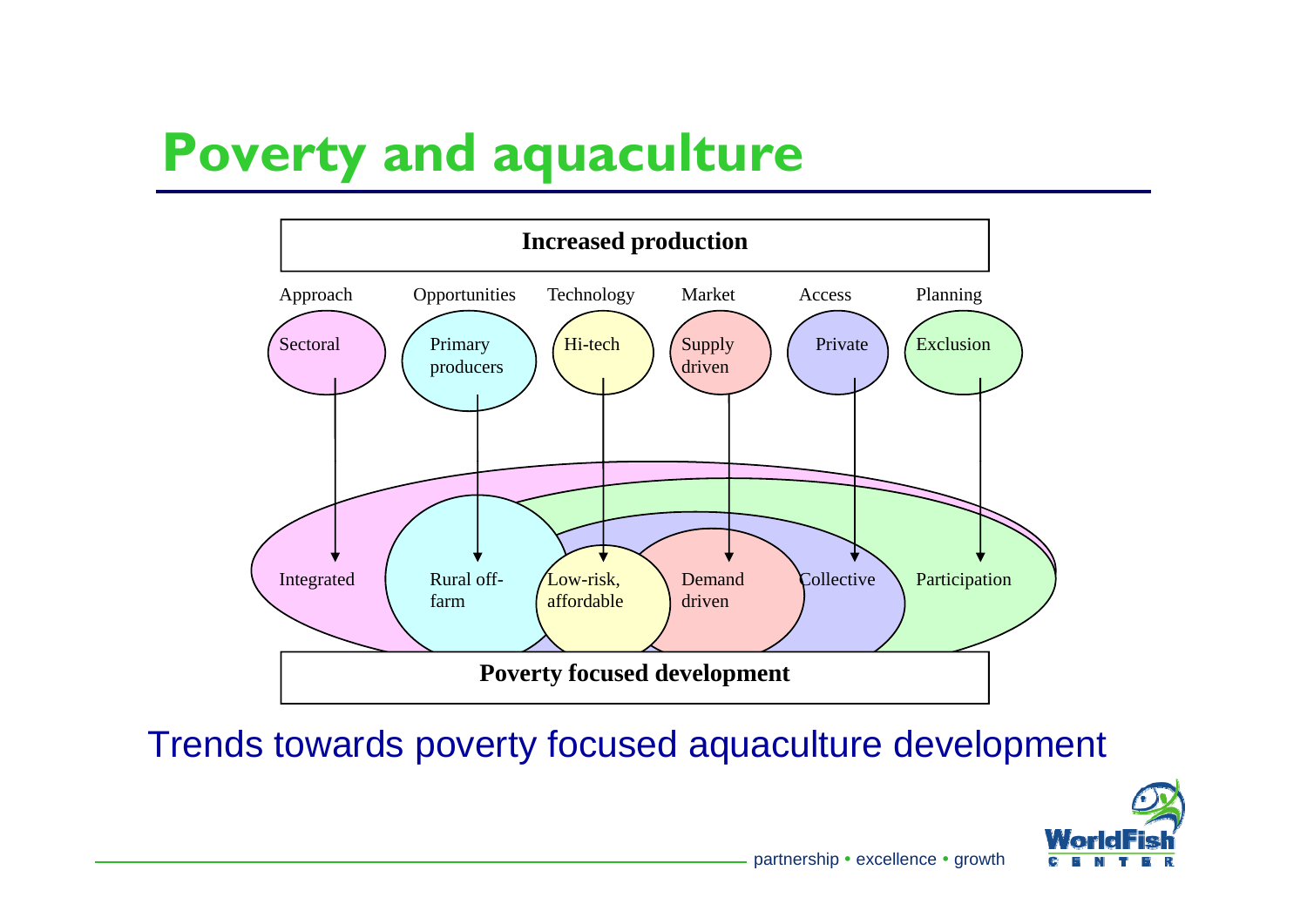# Poverty and aquaculture

**Increased production**

| Approach | Opportunities | Technology | Market | Access | Planning |
| --- | --- | --- | --- | --- | --- |
| Sectoral | Primary producers | Hi-tech | Supply driven | Private | Exclusion |
| ↓ | ↓ | ↓ | ↓ | ↓ | ↓ |
| Integrated | Rural off-farm | Low-risk, affordable | Demand driven | Collective | Participation |

**Poverty focused development**

Trends towards poverty focused aquaculture development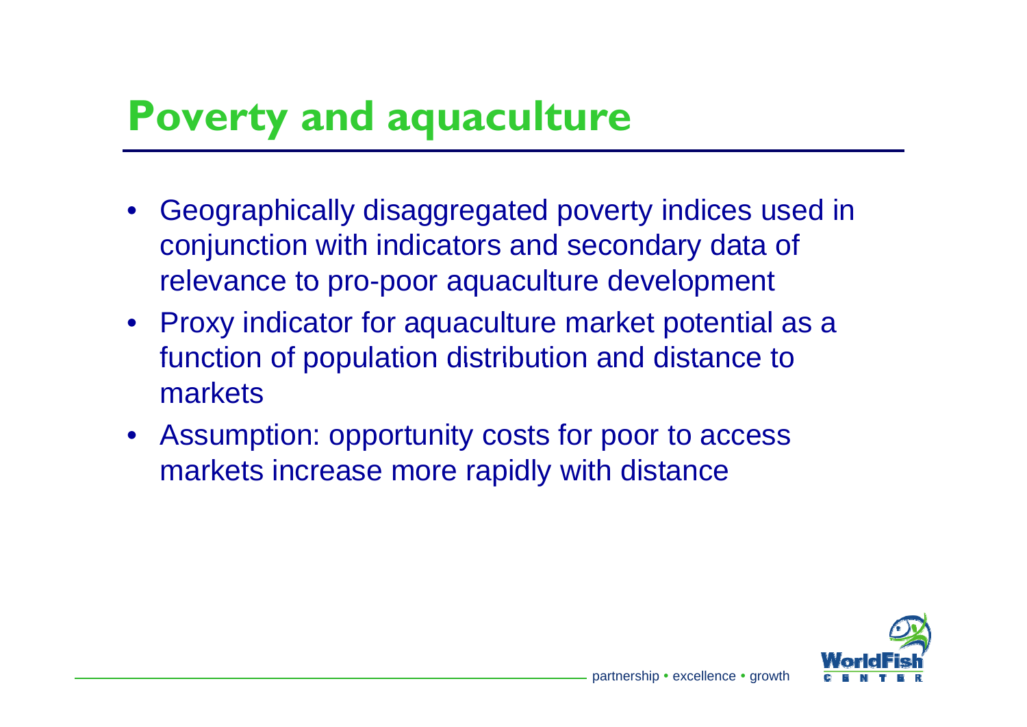# Poverty and aquaculture

- Geographically disaggregated poverty indices used in conjunction with indicators and secondary data of relevance to pro-poor aquaculture development
- Proxy indicator for aquaculture market potential as a function of population distribution and distance to markets
- Assumption: opportunity costs for poor to access markets increase more rapidly with distance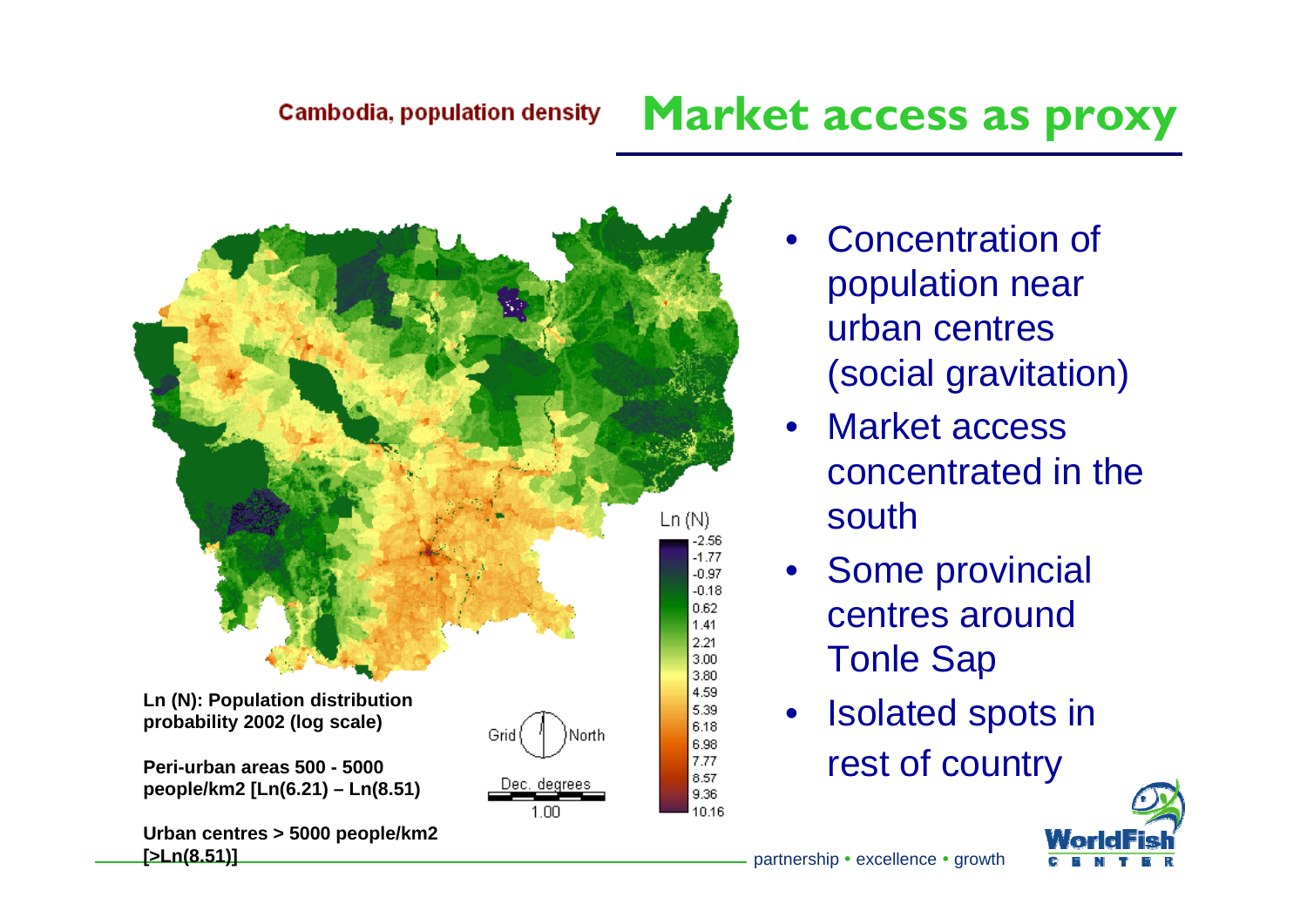# Market access as proxy

Cambodia, population density

Ln (N): Population distribution probability 2002 (log scale)

Peri-urban areas 500 - 5000 people/km2 [Ln(6.21) – Ln(8.51)]

Urban centres > 5000 people/km2 [>Ln(8.51)]

- Concentration of population near urban centres (social gravitation)
- Market access concentrated in the south
- Some provincial centres around Tonle Sap
- Isolated spots in rest of country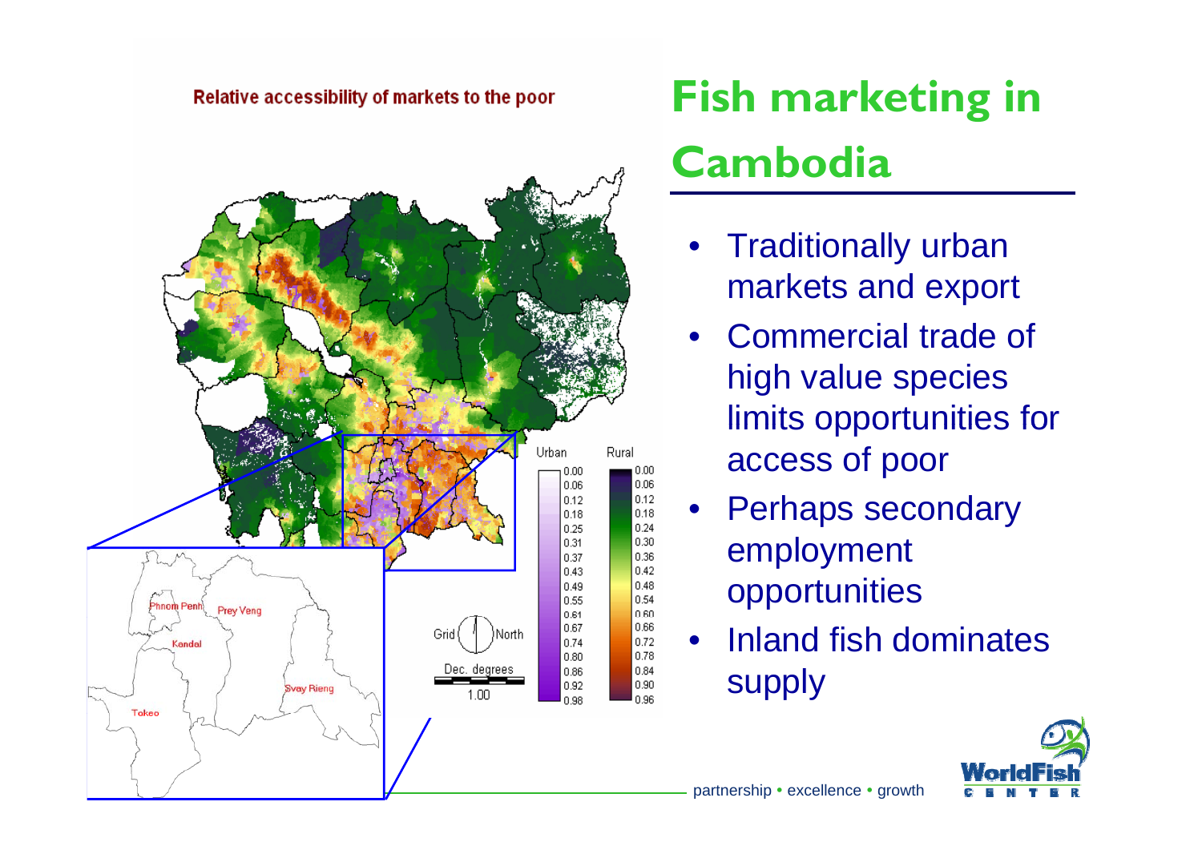Relative accessibility of markets to the poor

# Fish marketing in Cambodia

- Traditionally urban markets and export
- Commercial trade of high value species limits opportunities for access of poor
- Perhaps secondary employment opportunities
- Inland fish dominates supply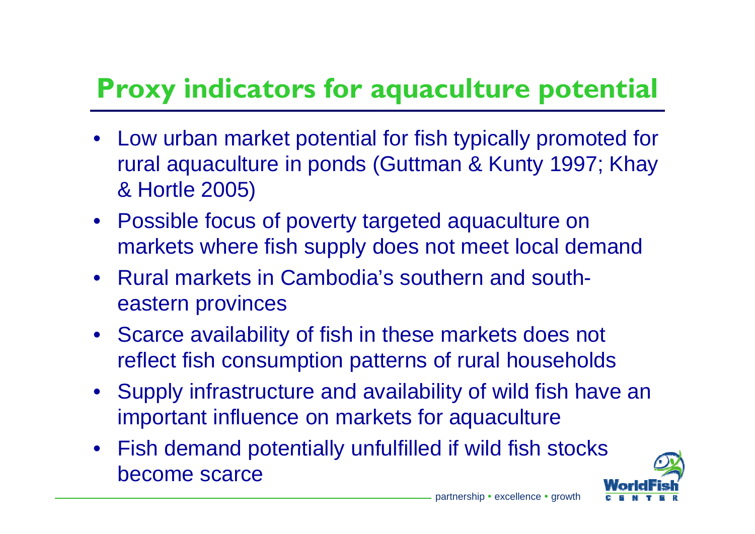# Proxy indicators for aquaculture potential

- Low urban market potential for fish typically promoted for rural aquaculture in ponds (Guttman & Kunty 1997; Khay & Hortle 2005)
- Possible focus of poverty targeted aquaculture on markets where fish supply does not meet local demand
- Rural markets in Cambodia's southern and south-eastern provinces
- Scarce availability of fish in these markets does not reflect fish consumption patterns of rural households
- Supply infrastructure and availability of wild fish have an important influence on markets for aquaculture
- Fish demand potentially unfulfilled if wild fish stocks become scarce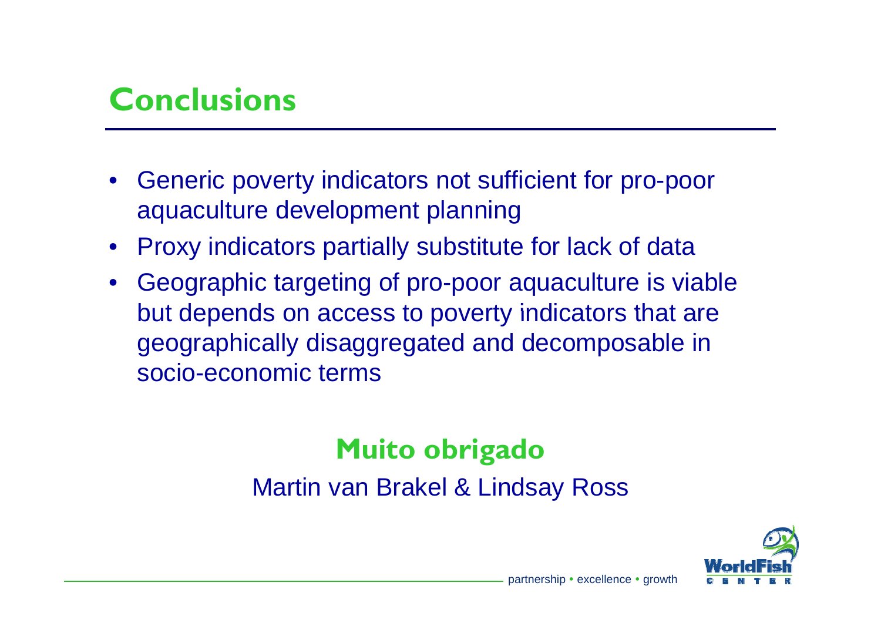# Conclusions

- Generic poverty indicators not sufficient for pro-poor aquaculture development planning
- Proxy indicators partially substitute for lack of data
- Geographic targeting of pro-poor aquaculture is viable but depends on access to poverty indicators that are geographically disaggregated and decomposable in socio-economic terms

## Muito obrigado

Martin van Brakel & Lindsay Ross